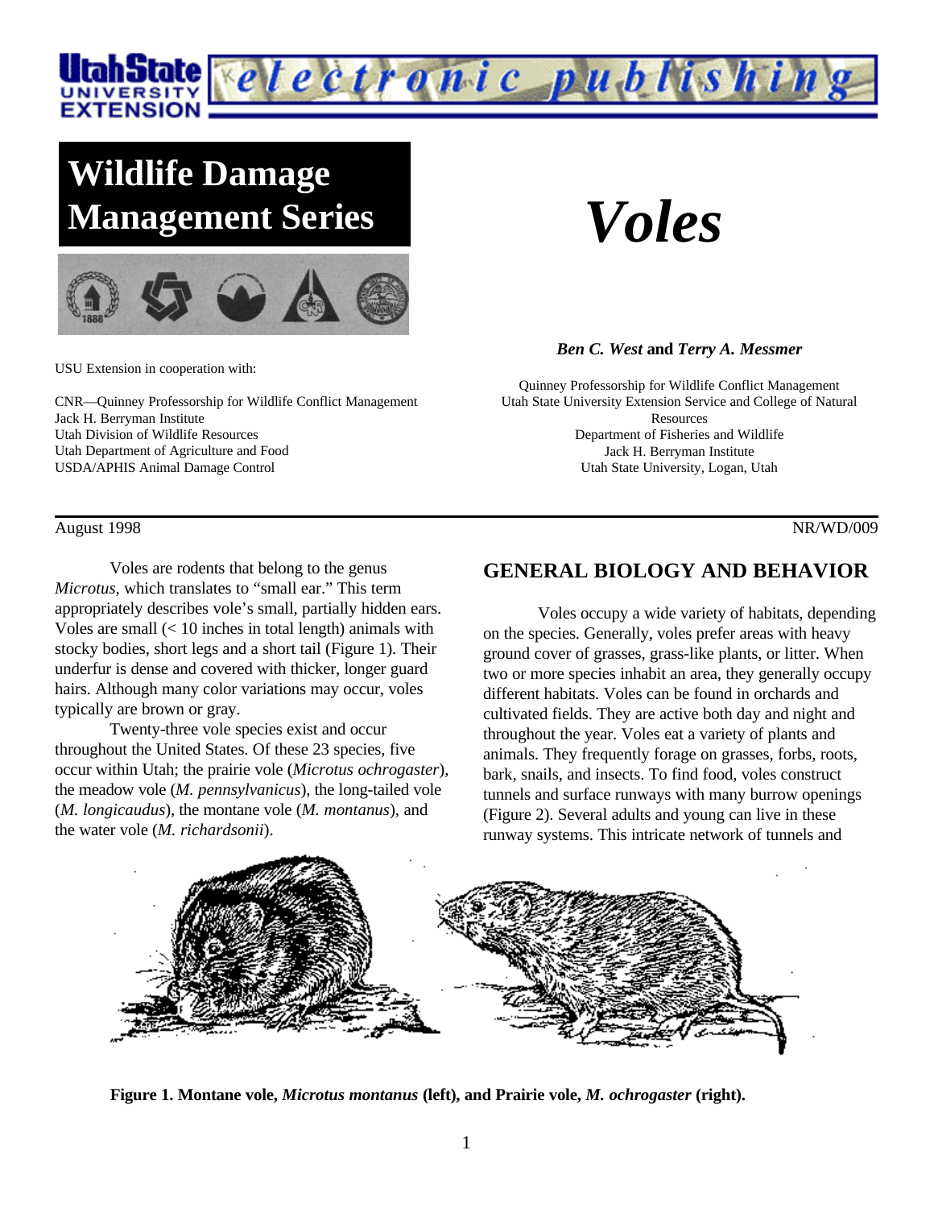Utah State University Extension — electronic publishing

# Wildlife Damage Management Series

# *Voles*

***Ben C. West*** **and** ***Terry A. Messmer***

Quinney Professorship for Wildlife Conflict Management
Utah State University Extension Service and College of Natural Resources
Department of Fisheries and Wildlife
Jack H. Berryman Institute
Utah State University, Logan, Utah

USU Extension in cooperation with:

CNR—Quinney Professorship for Wildlife Conflict Management
Jack H. Berryman Institute
Utah Division of Wildlife Resources
Utah Department of Agriculture and Food
USDA/APHIS Animal Damage Control

August 1998 NR/WD/009

Voles are rodents that belong to the genus *Microtus*, which translates to "small ear." This term appropriately describes vole's small, partially hidden ears. Voles are small (< 10 inches in total length) animals with stocky bodies, short legs and a short tail (Figure 1). Their underfur is dense and covered with thicker, longer guard hairs. Although many color variations may occur, voles typically are brown or gray.

Twenty-three vole species exist and occur throughout the United States. Of these 23 species, five occur within Utah; the prairie vole (*Microtus ochrogaster*), the meadow vole (*M. pennsylvanicus*), the long-tailed vole (*M. longicaudus*), the montane vole (*M. montanus*), and the water vole (*M. richardsonii*).

## GENERAL BIOLOGY AND BEHAVIOR

Voles occupy a wide variety of habitats, depending on the species. Generally, voles prefer areas with heavy ground cover of grasses, grass-like plants, or litter. When two or more species inhabit an area, they generally occupy different habitats. Voles can be found in orchards and cultivated fields. They are active both day and night and throughout the year. Voles eat a variety of plants and animals. They frequently forage on grasses, forbs, roots, bark, snails, and insects. To find food, voles construct tunnels and surface runways with many burrow openings (Figure 2). Several adults and young can live in these runway systems. This intricate network of tunnels and

**Figure 1. Montane vole, *Microtus montanus* (left), and Prairie vole, *M. ochrogaster* (right).**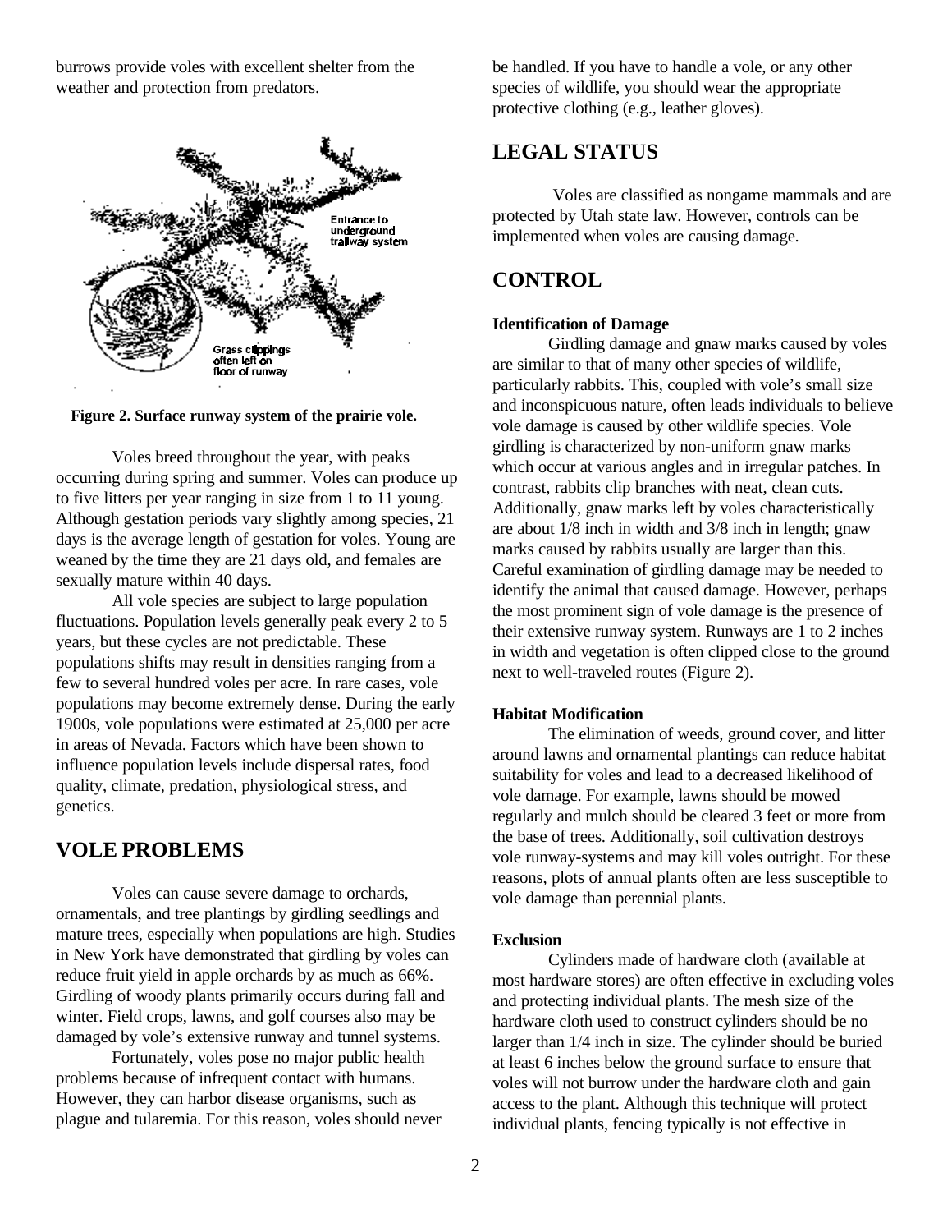burrows provide voles with excellent shelter from the weather and protection from predators.

**Figure 2. Surface runway system of the prairie vole.**

Voles breed throughout the year, with peaks occurring during spring and summer. Voles can produce up to five litters per year ranging in size from 1 to 11 young. Although gestation periods vary slightly among species, 21 days is the average length of gestation for voles. Young are weaned by the time they are 21 days old, and females are sexually mature within 40 days.

All vole species are subject to large population fluctuations. Population levels generally peak every 2 to 5 years, but these cycles are not predictable. These populations shifts may result in densities ranging from a few to several hundred voles per acre. In rare cases, vole populations may become extremely dense. During the early 1900s, vole populations were estimated at 25,000 per acre in areas of Nevada. Factors which have been shown to influence population levels include dispersal rates, food quality, climate, predation, physiological stress, and genetics.

## VOLE PROBLEMS

Voles can cause severe damage to orchards, ornamentals, and tree plantings by girdling seedlings and mature trees, especially when populations are high. Studies in New York have demonstrated that girdling by voles can reduce fruit yield in apple orchards by as much as 66%. Girdling of woody plants primarily occurs during fall and winter. Field crops, lawns, and golf courses also may be damaged by vole's extensive runway and tunnel systems.

Fortunately, voles pose no major public health problems because of infrequent contact with humans. However, they can harbor disease organisms, such as plague and tularemia. For this reason, voles should never be handled. If you have to handle a vole, or any other species of wildlife, you should wear the appropriate protective clothing (e.g., leather gloves).

## LEGAL STATUS

Voles are classified as nongame mammals and are protected by Utah state law. However, controls can be implemented when voles are causing damage.

## CONTROL

**Identification of Damage**

Girdling damage and gnaw marks caused by voles are similar to that of many other species of wildlife, particularly rabbits. This, coupled with vole's small size and inconspicuous nature, often leads individuals to believe vole damage is caused by other wildlife species. Vole girdling is characterized by non-uniform gnaw marks which occur at various angles and in irregular patches. In contrast, rabbits clip branches with neat, clean cuts. Additionally, gnaw marks left by voles characteristically are about 1/8 inch in width and 3/8 inch in length; gnaw marks caused by rabbits usually are larger than this. Careful examination of girdling damage may be needed to identify the animal that caused damage. However, perhaps the most prominent sign of vole damage is the presence of their extensive runway system. Runways are 1 to 2 inches in width and vegetation is often clipped close to the ground next to well-traveled routes (Figure 2).

**Habitat Modification**

The elimination of weeds, ground cover, and litter around lawns and ornamental plantings can reduce habitat suitability for voles and lead to a decreased likelihood of vole damage. For example, lawns should be mowed regularly and mulch should be cleared 3 feet or more from the base of trees. Additionally, soil cultivation destroys vole runway-systems and may kill voles outright. For these reasons, plots of annual plants often are less susceptible to vole damage than perennial plants.

**Exclusion**

Cylinders made of hardware cloth (available at most hardware stores) are often effective in excluding voles and protecting individual plants. The mesh size of the hardware cloth used to construct cylinders should be no larger than 1/4 inch in size. The cylinder should be buried at least 6 inches below the ground surface to ensure that voles will not burrow under the hardware cloth and gain access to the plant. Although this technique will protect individual plants, fencing typically is not effective in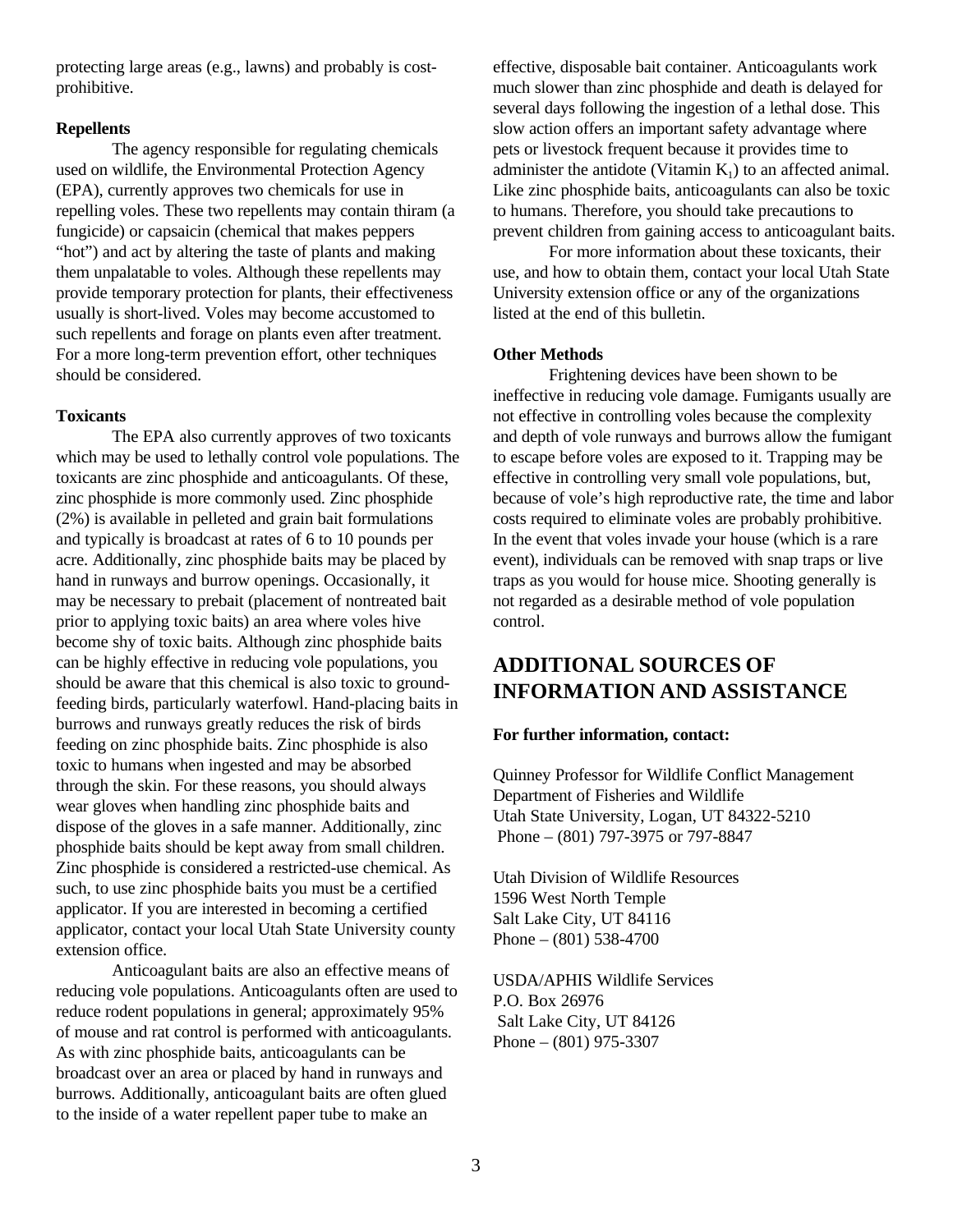protecting large areas (e.g., lawns) and probably is cost-prohibitive.

**Repellents**

The agency responsible for regulating chemicals used on wildlife, the Environmental Protection Agency (EPA), currently approves two chemicals for use in repelling voles. These two repellents may contain thiram (a fungicide) or capsaicin (chemical that makes peppers "hot") and act by altering the taste of plants and making them unpalatable to voles. Although these repellents may provide temporary protection for plants, their effectiveness usually is short-lived. Voles may become accustomed to such repellents and forage on plants even after treatment. For a more long-term prevention effort, other techniques should be considered.

**Toxicants**

The EPA also currently approves of two toxicants which may be used to lethally control vole populations. The toxicants are zinc phosphide and anticoagulants. Of these, zinc phosphide is more commonly used. Zinc phosphide (2%) is available in pelleted and grain bait formulations and typically is broadcast at rates of 6 to 10 pounds per acre. Additionally, zinc phosphide baits may be placed by hand in runways and burrow openings. Occasionally, it may be necessary to prebait (placement of nontreated bait prior to applying toxic baits) an area where voles hive become shy of toxic baits. Although zinc phosphide baits can be highly effective in reducing vole populations, you should be aware that this chemical is also toxic to ground-feeding birds, particularly waterfowl. Hand-placing baits in burrows and runways greatly reduces the risk of birds feeding on zinc phosphide baits. Zinc phosphide is also toxic to humans when ingested and may be absorbed through the skin. For these reasons, you should always wear gloves when handling zinc phosphide baits and dispose of the gloves in a safe manner. Additionally, zinc phosphide baits should be kept away from small children. Zinc phosphide is considered a restricted-use chemical. As such, to use zinc phosphide baits you must be a certified applicator. If you are interested in becoming a certified applicator, contact your local Utah State University county extension office.

Anticoagulant baits are also an effective means of reducing vole populations. Anticoagulants often are used to reduce rodent populations in general; approximately 95% of mouse and rat control is performed with anticoagulants. As with zinc phosphide baits, anticoagulants can be broadcast over an area or placed by hand in runways and burrows. Additionally, anticoagulant baits are often glued to the inside of a water repellent paper tube to make an effective, disposable bait container. Anticoagulants work much slower than zinc phosphide and death is delayed for several days following the ingestion of a lethal dose. This slow action offers an important safety advantage where pets or livestock frequent because it provides time to administer the antidote (Vitamin $K_1$) to an affected animal. Like zinc phosphide baits, anticoagulants can also be toxic to humans. Therefore, you should take precautions to prevent children from gaining access to anticoagulant baits.

For more information about these toxicants, their use, and how to obtain them, contact your local Utah State University extension office or any of the organizations listed at the end of this bulletin.

**Other Methods**

Frightening devices have been shown to be ineffective in reducing vole damage. Fumigants usually are not effective in controlling voles because the complexity and depth of vole runways and burrows allow the fumigant to escape before voles are exposed to it. Trapping may be effective in controlling very small vole populations, but, because of vole's high reproductive rate, the time and labor costs required to eliminate voles are probably prohibitive. In the event that voles invade your house (which is a rare event), individuals can be removed with snap traps or live traps as you would for house mice. Shooting generally is not regarded as a desirable method of vole population control.

## ADDITIONAL SOURCES OF INFORMATION AND ASSISTANCE

**For further information, contact:**

Quinney Professor for Wildlife Conflict Management
Department of Fisheries and Wildlife
Utah State University, Logan, UT 84322-5210
Phone – (801) 797-3975 or 797-8847

Utah Division of Wildlife Resources
1596 West North Temple
Salt Lake City, UT 84116
Phone – (801) 538-4700

USDA/APHIS Wildlife Services
P.O. Box 26976
Salt Lake City, UT 84126
Phone – (801) 975-3307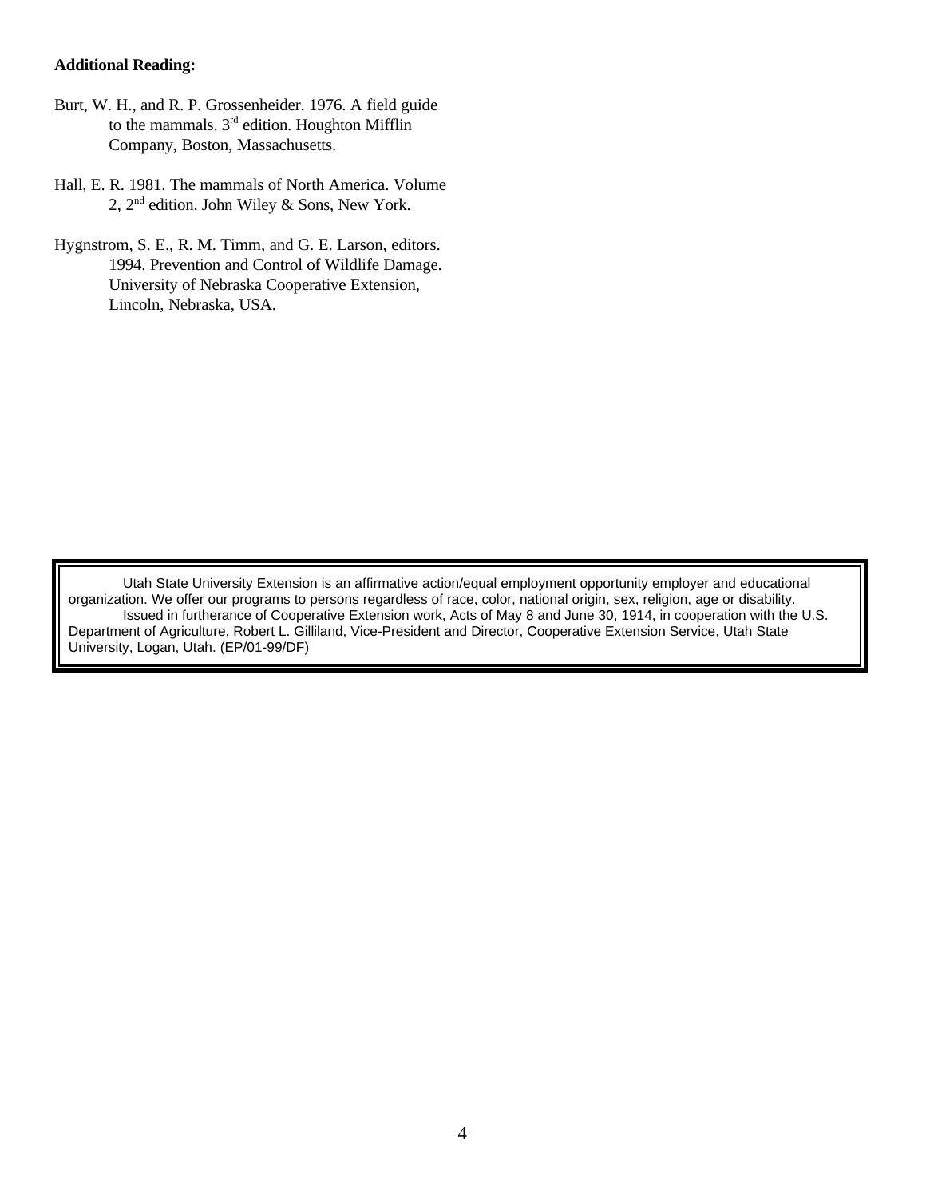**Additional Reading:**

Burt, W. H., and R. P. Grossenheider. 1976. A field guide to the mammals. 3rd edition. Houghton Mifflin Company, Boston, Massachusetts.

Hall, E. R. 1981. The mammals of North America. Volume 2, 2nd edition. John Wiley & Sons, New York.

Hygnstrom, S. E., R. M. Timm, and G. E. Larson, editors. 1994. Prevention and Control of Wildlife Damage. University of Nebraska Cooperative Extension, Lincoln, Nebraska, USA.

Utah State University Extension is an affirmative action/equal employment opportunity employer and educational organization. We offer our programs to persons regardless of race, color, national origin, sex, religion, age or disability.

Issued in furtherance of Cooperative Extension work, Acts of May 8 and June 30, 1914, in cooperation with the U.S. Department of Agriculture, Robert L. Gilliland, Vice-President and Director, Cooperative Extension Service, Utah State University, Logan, Utah. (EP/01-99/DF)